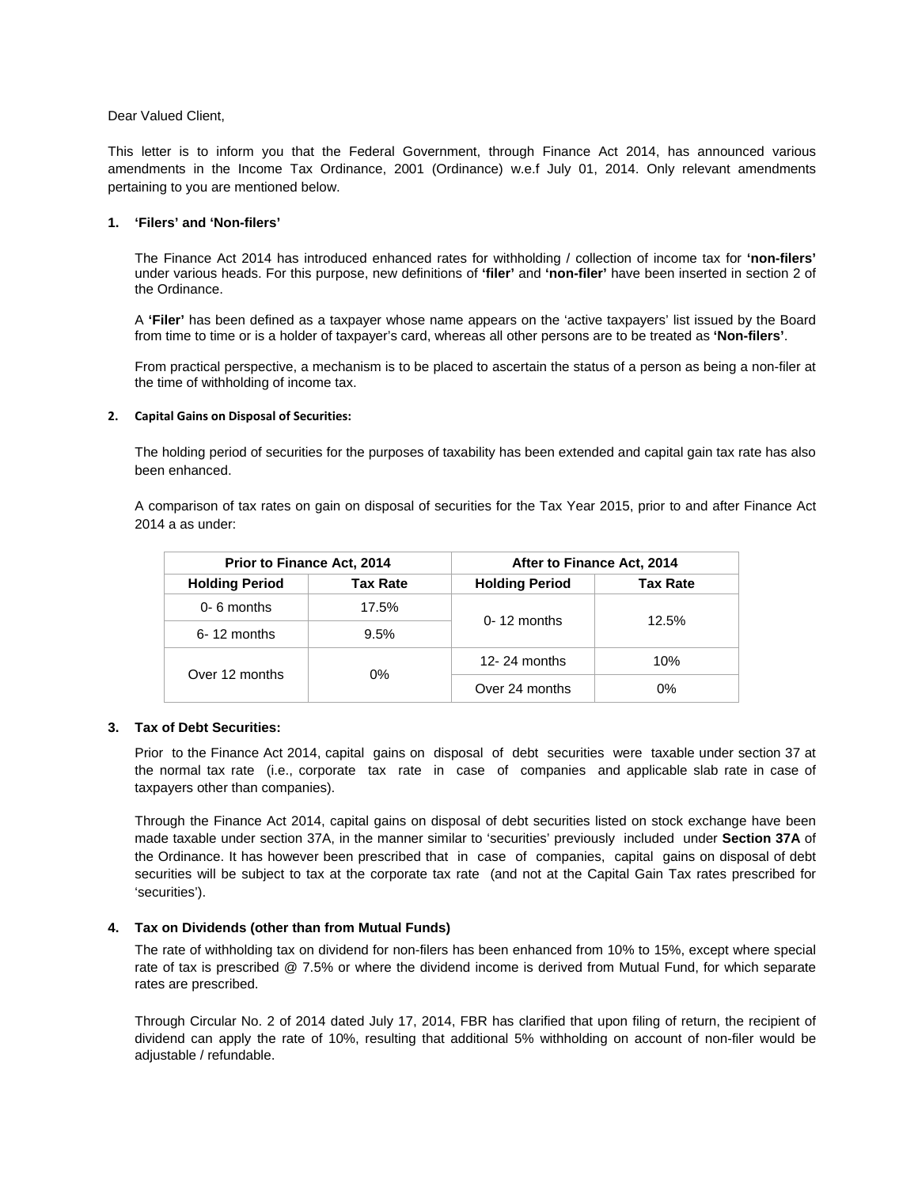Dear Valued Client,

This letter is to inform you that the Federal Government, through Finance Act 2014, has announced various amendments in the Income Tax Ordinance, 2001 (Ordinance) w.e.f July 01, 2014. Only relevant amendments pertaining to you are mentioned below.

**1. 'Filers' and 'Non-filers'**

The Finance Act 2014 has introduced enhanced rates for withholding / collection of income tax for **'non-filers'** under various heads. For this purpose, new definitions of **'filer'** and **'non-filer'** have been inserted in section 2 of the Ordinance.

A **'Filer'** has been defined as a taxpayer whose name appears on the 'active taxpayers' list issued by the Board from time to time or is a holder of taxpayer's card, whereas all other persons are to be treated as **'Non-filers'**.

From practical perspective, a mechanism is to be placed to ascertain the status of a person as being a non-filer at the time of withholding of income tax.

**2. Capital Gains on Disposal of Securities:**

The holding period of securities for the purposes of taxability has been extended and capital gain tax rate has also been enhanced.

A comparison of tax rates on gain on disposal of securities for the Tax Year 2015, prior to and after Finance Act 2014 a as under:

| Prior to Finance Act, 2014 | | After to Finance Act, 2014 | |
|---|---|---|---|
| **Holding Period** | **Tax Rate** | **Holding Period** | **Tax Rate** |
| 0- 6 months | 17.5% | 0- 12 months | 12.5% |
| 6- 12 months | 9.5% | | |
| Over 12 months | 0% | 12- 24 months | 10% |
| | | Over 24 months | 0% |

**3. Tax of Debt Securities:**

Prior to the Finance Act 2014, capital gains on disposal of debt securities were taxable under section 37 at the normal tax rate (i.e., corporate tax rate in case of companies and applicable slab rate in case of taxpayers other than companies).

Through the Finance Act 2014, capital gains on disposal of debt securities listed on stock exchange have been made taxable under section 37A, in the manner similar to 'securities' previously included under **Section 37A** of the Ordinance. It has however been prescribed that in case of companies, capital gains on disposal of debt securities will be subject to tax at the corporate tax rate (and not at the Capital Gain Tax rates prescribed for 'securities').

**4. Tax on Dividends (other than from Mutual Funds)**

The rate of withholding tax on dividend for non-filers has been enhanced from 10% to 15%, except where special rate of tax is prescribed @ 7.5% or where the dividend income is derived from Mutual Fund, for which separate rates are prescribed.

Through Circular No. 2 of 2014 dated July 17, 2014, FBR has clarified that upon filing of return, the recipient of dividend can apply the rate of 10%, resulting that additional 5% withholding on account of non-filer would be adjustable / refundable.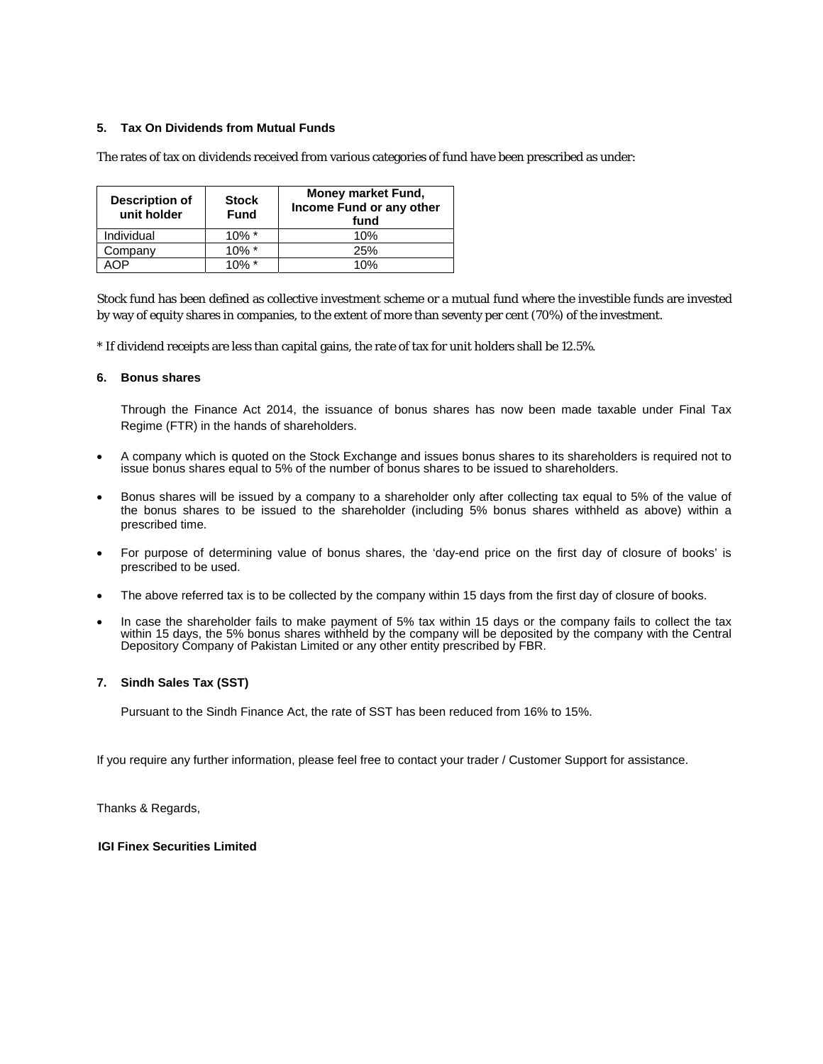### 5. Tax On Dividends from Mutual Funds

The rates of tax on dividends received from various categories of fund have been prescribed as under:

| Description of unit holder | Stock Fund | Money market Fund, Income Fund or any other fund |
|---|---|---|
| Individual | 10% * | 10% |
| Company | 10% * | 25% |
| AOP | 10% * | 10% |

Stock fund has been defined as collective investment scheme or a mutual fund where the investible funds are invested by way of equity shares in companies, to the extent of more than seventy per cent (70%) of the investment.

* If dividend receipts are less than capital gains, the rate of tax for unit holders shall be 12.5%.

### 6. Bonus shares

Through the Finance Act 2014, the issuance of bonus shares has now been made taxable under Final Tax Regime (FTR) in the hands of shareholders.

- A company which is quoted on the Stock Exchange and issues bonus shares to its shareholders is required not to issue bonus shares equal to 5% of the number of bonus shares to be issued to shareholders.
- Bonus shares will be issued by a company to a shareholder only after collecting tax equal to 5% of the value of the bonus shares to be issued to the shareholder (including 5% bonus shares withheld as above) within a prescribed time.
- For purpose of determining value of bonus shares, the 'day-end price on the first day of closure of books' is prescribed to be used.
- The above referred tax is to be collected by the company within 15 days from the first day of closure of books.
- In case the shareholder fails to make payment of 5% tax within 15 days or the company fails to collect the tax within 15 days, the 5% bonus shares withheld by the company will be deposited by the company with the Central Depository Company of Pakistan Limited or any other entity prescribed by FBR.

### 7. Sindh Sales Tax (SST)

Pursuant to the Sindh Finance Act, the rate of SST has been reduced from 16% to 15%.

If you require any further information, please feel free to contact your trader / Customer Support for assistance.

Thanks & Regards,

**IGI Finex Securities Limited**